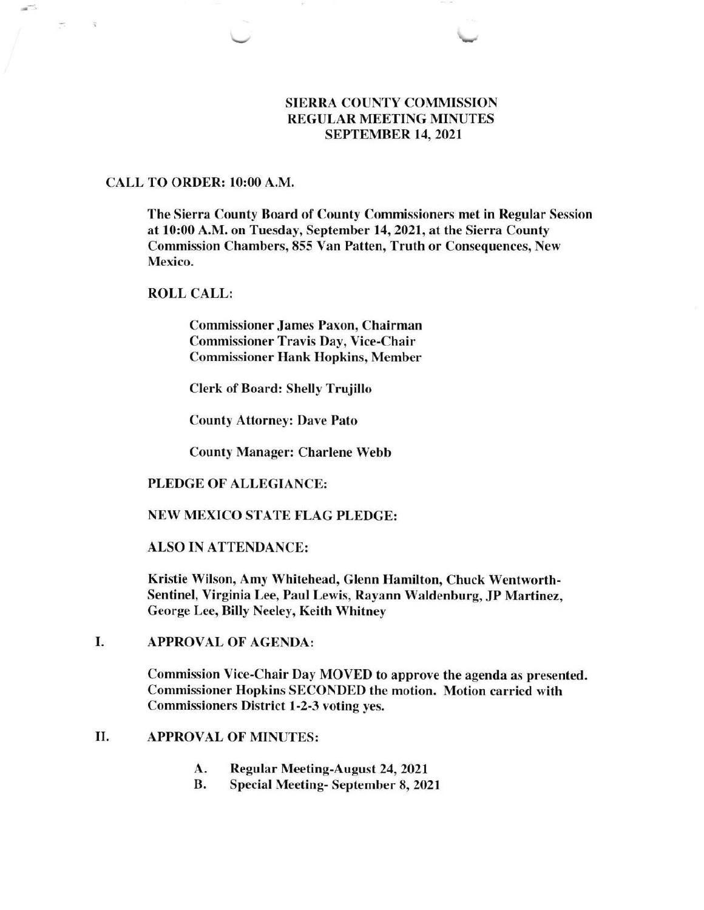# SIERRA COUNTY COMMISSION
# REGULAR MEETING MINUTES
# SEPTEMBER 14, 2021

## CALL TO ORDER: 10:00 A.M.

The Sierra County Board of County Commissioners met in Regular Session at 10:00 A.M. on Tuesday, September 14, 2021, at the Sierra County Commission Chambers, 855 Van Patten, Truth or Consequences, New Mexico.

**ROLL CALL:**

Commissioner James Paxon, Chairman
Commissioner Travis Day, Vice-Chair
Commissioner Hank Hopkins, Member

Clerk of Board: Shelly Trujillo

County Attorney: Dave Pato

County Manager: Charlene Webb

**PLEDGE OF ALLEGIANCE:**

**NEW MEXICO STATE FLAG PLEDGE:**

**ALSO IN ATTENDANCE:**

Kristie Wilson, Amy Whitehead, Glenn Hamilton, Chuck Wentworth-Sentinel, Virginia Lee, Paul Lewis, Rayann Waldenburg, JP Martinez, George Lee, Billy Neeley, Keith Whitney

## I. APPROVAL OF AGENDA:

Commission Vice-Chair Day MOVED to approve the agenda as presented. Commissioner Hopkins SECONDED the motion. Motion carried with Commissioners District 1-2-3 voting yes.

## II. APPROVAL OF MINUTES:

A. Regular Meeting-August 24, 2021
B. Special Meeting- September 8, 2021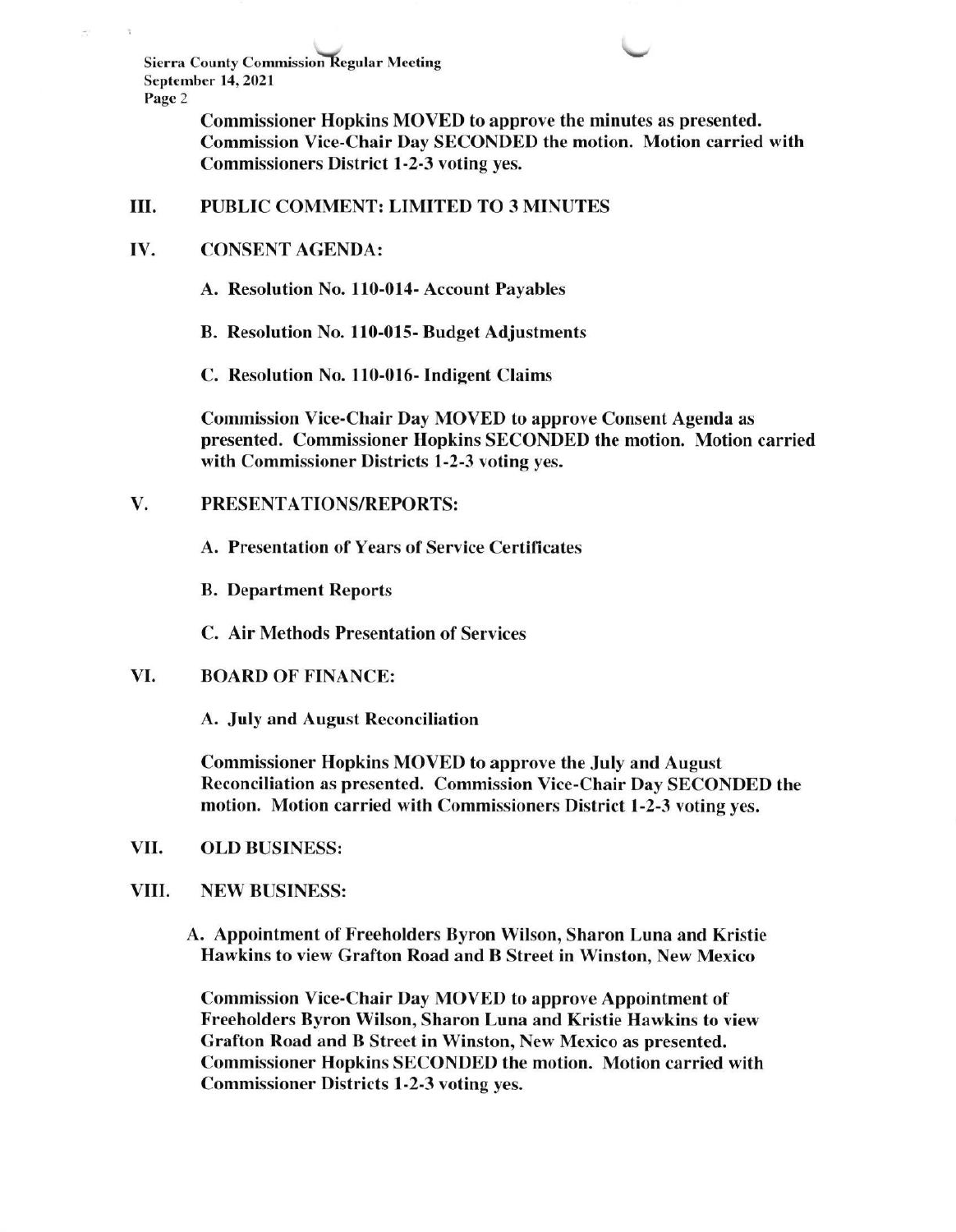**Commissioner Hopkins MOVED to approve the minutes as presented. Commission Vice-Chair Day SECONDED the motion. Motion carried with Commissioners District 1-2-3 voting yes.**

## III. PUBLIC COMMENT: LIMITED TO 3 MINUTES

## IV. CONSENT AGENDA:

**A. Resolution No. 110-014- Account Payables**

**B. Resolution No. 110-015- Budget Adjustments**

**C. Resolution No. 110-016- Indigent Claims**

**Commission Vice-Chair Day MOVED to approve Consent Agenda as presented. Commissioner Hopkins SECONDED the motion. Motion carried with Commissioner Districts 1-2-3 voting yes.**

## V. PRESENTATIONS/REPORTS:

**A. Presentation of Years of Service Certificates**

**B. Department Reports**

**C. Air Methods Presentation of Services**

## VI. BOARD OF FINANCE:

**A. July and August Reconciliation**

**Commissioner Hopkins MOVED to approve the July and August Reconciliation as presented. Commission Vice-Chair Day SECONDED the motion. Motion carried with Commissioners District 1-2-3 voting yes.**

## VII. OLD BUSINESS:

## VIII. NEW BUSINESS:

**A. Appointment of Freeholders Byron Wilson, Sharon Luna and Kristie Hawkins to view Grafton Road and B Street in Winston, New Mexico**

**Commission Vice-Chair Day MOVED to approve Appointment of Freeholders Byron Wilson, Sharon Luna and Kristie Hawkins to view Grafton Road and B Street in Winston, New Mexico as presented. Commissioner Hopkins SECONDED the motion. Motion carried with Commissioner Districts 1-2-3 voting yes.**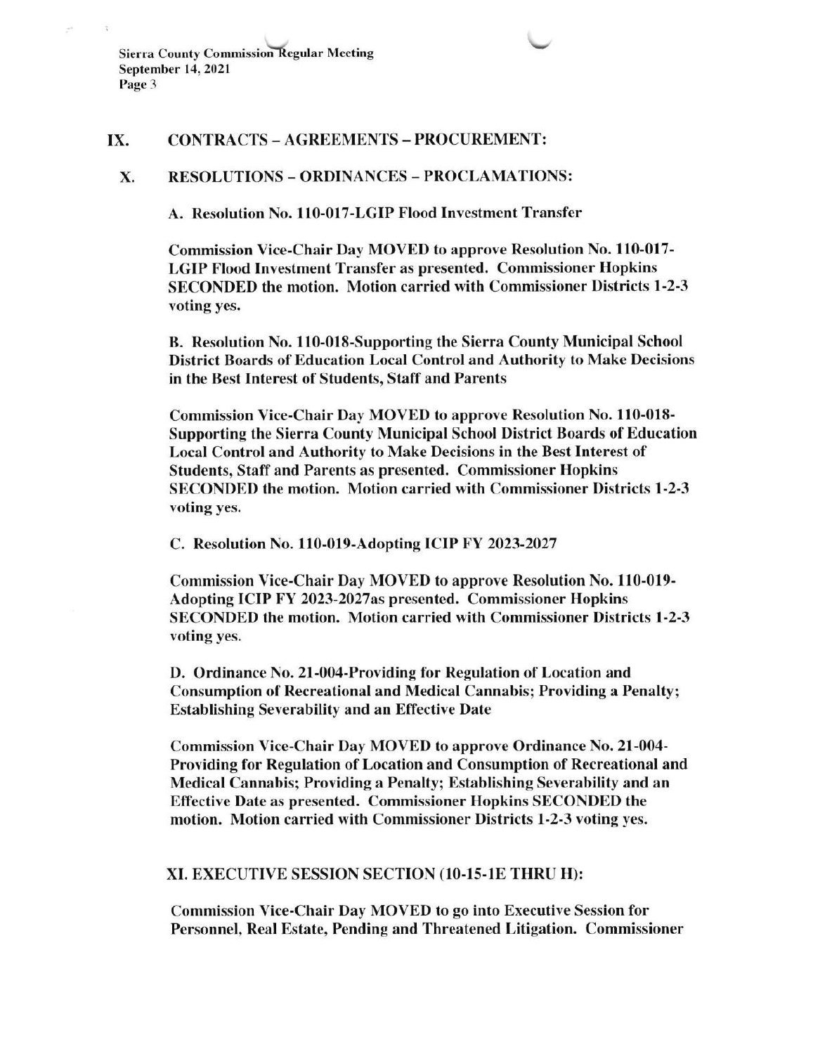## IX. CONTRACTS – AGREEMENTS – PROCUREMENT:

## X. RESOLUTIONS – ORDINANCES – PROCLAMATIONS:

**A. Resolution No. 110-017-LGIP Flood Investment Transfer**

**Commission Vice-Chair Day MOVED to approve Resolution No. 110-017-LGIP Flood Investment Transfer as presented. Commissioner Hopkins SECONDED the motion. Motion carried with Commissioner Districts 1-2-3 voting yes.**

**B. Resolution No. 110-018-Supporting the Sierra County Municipal School District Boards of Education Local Control and Authority to Make Decisions in the Best Interest of Students, Staff and Parents**

**Commission Vice-Chair Day MOVED to approve Resolution No. 110-018-Supporting the Sierra County Municipal School District Boards of Education Local Control and Authority to Make Decisions in the Best Interest of Students, Staff and Parents as presented. Commissioner Hopkins SECONDED the motion. Motion carried with Commissioner Districts 1-2-3 voting yes.**

**C. Resolution No. 110-019-Adopting ICIP FY 2023-2027**

**Commission Vice-Chair Day MOVED to approve Resolution No. 110-019-Adopting ICIP FY 2023-2027as presented. Commissioner Hopkins SECONDED the motion. Motion carried with Commissioner Districts 1-2-3 voting yes.**

**D. Ordinance No. 21-004-Providing for Regulation of Location and Consumption of Recreational and Medical Cannabis; Providing a Penalty; Establishing Severability and an Effective Date**

**Commission Vice-Chair Day MOVED to approve Ordinance No. 21-004-Providing for Regulation of Location and Consumption of Recreational and Medical Cannabis; Providing a Penalty; Establishing Severability and an Effective Date as presented. Commissioner Hopkins SECONDED the motion. Motion carried with Commissioner Districts 1-2-3 voting yes.**

## XI. EXECUTIVE SESSION SECTION (10-15-1E THRU H):

**Commission Vice-Chair Day MOVED to go into Executive Session for Personnel, Real Estate, Pending and Threatened Litigation. Commissioner**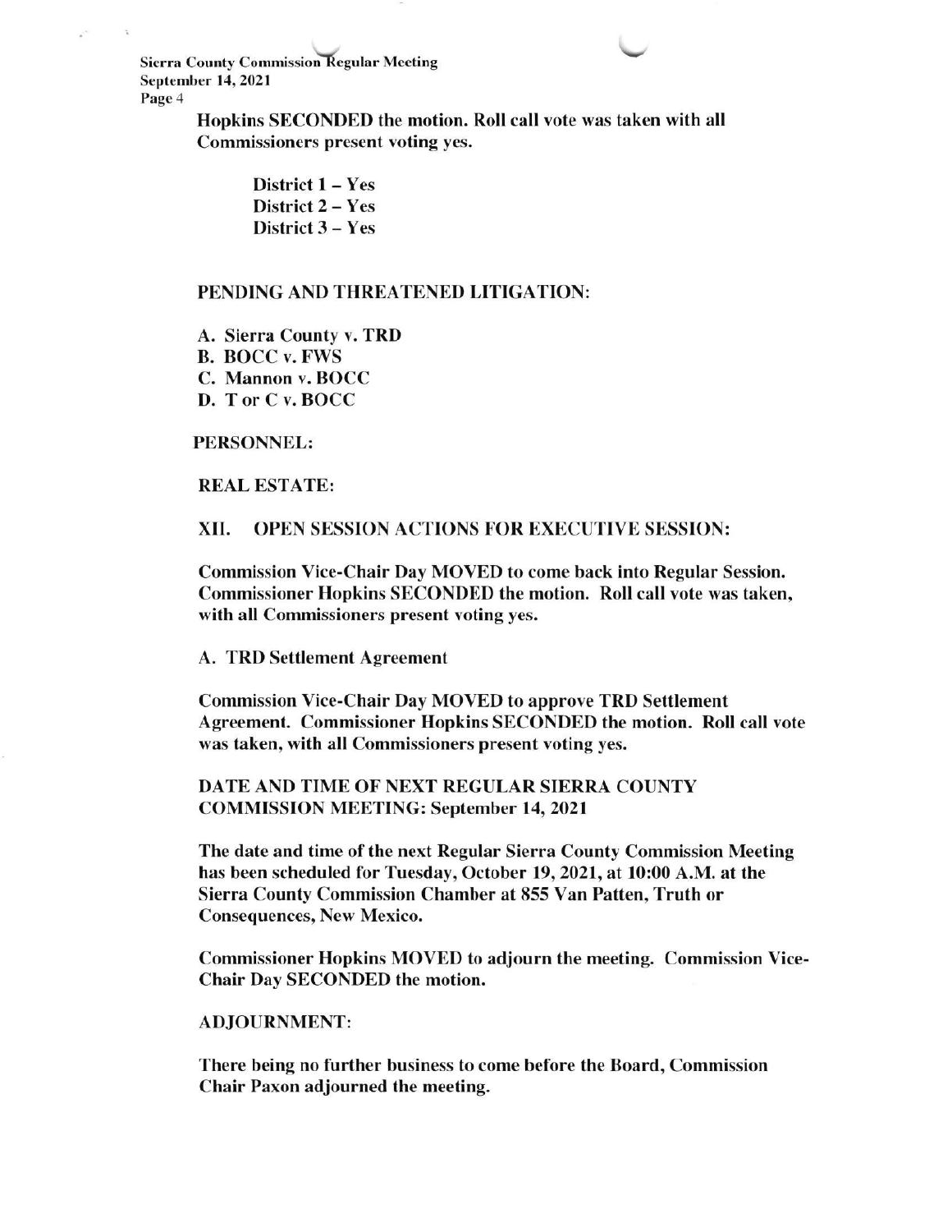**Hopkins SECONDED the motion. Roll call vote was taken with all Commissioners present voting yes.**

**District 1 – Yes**
**District 2 – Yes**
**District 3 – Yes**

**PENDING AND THREATENED LITIGATION:**

**A. Sierra County v. TRD**
**B. BOCC v. FWS**
**C. Mannon v. BOCC**
**D. T or C v. BOCC**

**PERSONNEL:**

**REAL ESTATE:**

## XII. OPEN SESSION ACTIONS FOR EXECUTIVE SESSION:

**Commission Vice-Chair Day MOVED to come back into Regular Session. Commissioner Hopkins SECONDED the motion. Roll call vote was taken, with all Commissioners present voting yes.**

**A. TRD Settlement Agreement**

**Commission Vice-Chair Day MOVED to approve TRD Settlement Agreement. Commissioner Hopkins SECONDED the motion. Roll call vote was taken, with all Commissioners present voting yes.**

**DATE AND TIME OF NEXT REGULAR SIERRA COUNTY COMMISSION MEETING: September 14, 2021**

**The date and time of the next Regular Sierra County Commission Meeting has been scheduled for Tuesday, October 19, 2021, at 10:00 A.M. at the Sierra County Commission Chamber at 855 Van Patten, Truth or Consequences, New Mexico.**

**Commissioner Hopkins MOVED to adjourn the meeting. Commission Vice-Chair Day SECONDED the motion.**

**ADJOURNMENT:**

**There being no further business to come before the Board, Commission Chair Paxon adjourned the meeting.**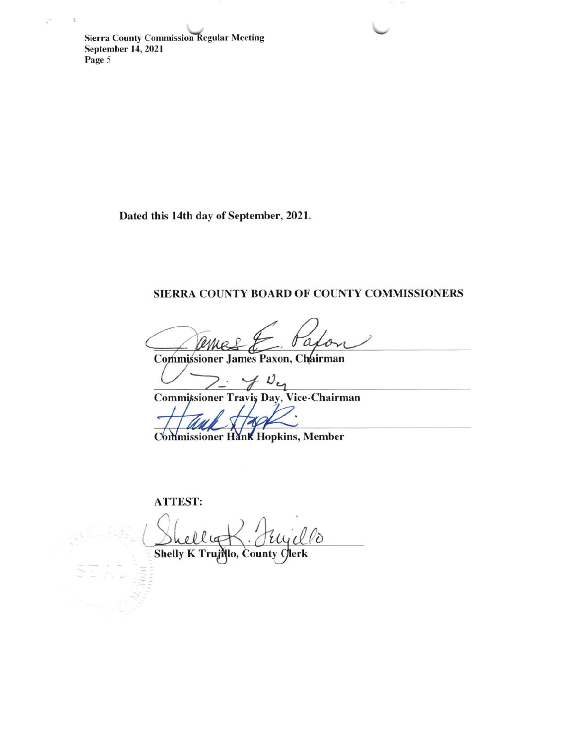Dated this 14th day of September, 2021.

**SIERRA COUNTY BOARD OF COUNTY COMMISSIONERS**

Commissioner James Paxon, Chairman

Commissioner Travis Day, Vice-Chairman

Commissioner Hank Hopkins, Member

**ATTEST:**

Shelly K Trujillo, County Clerk